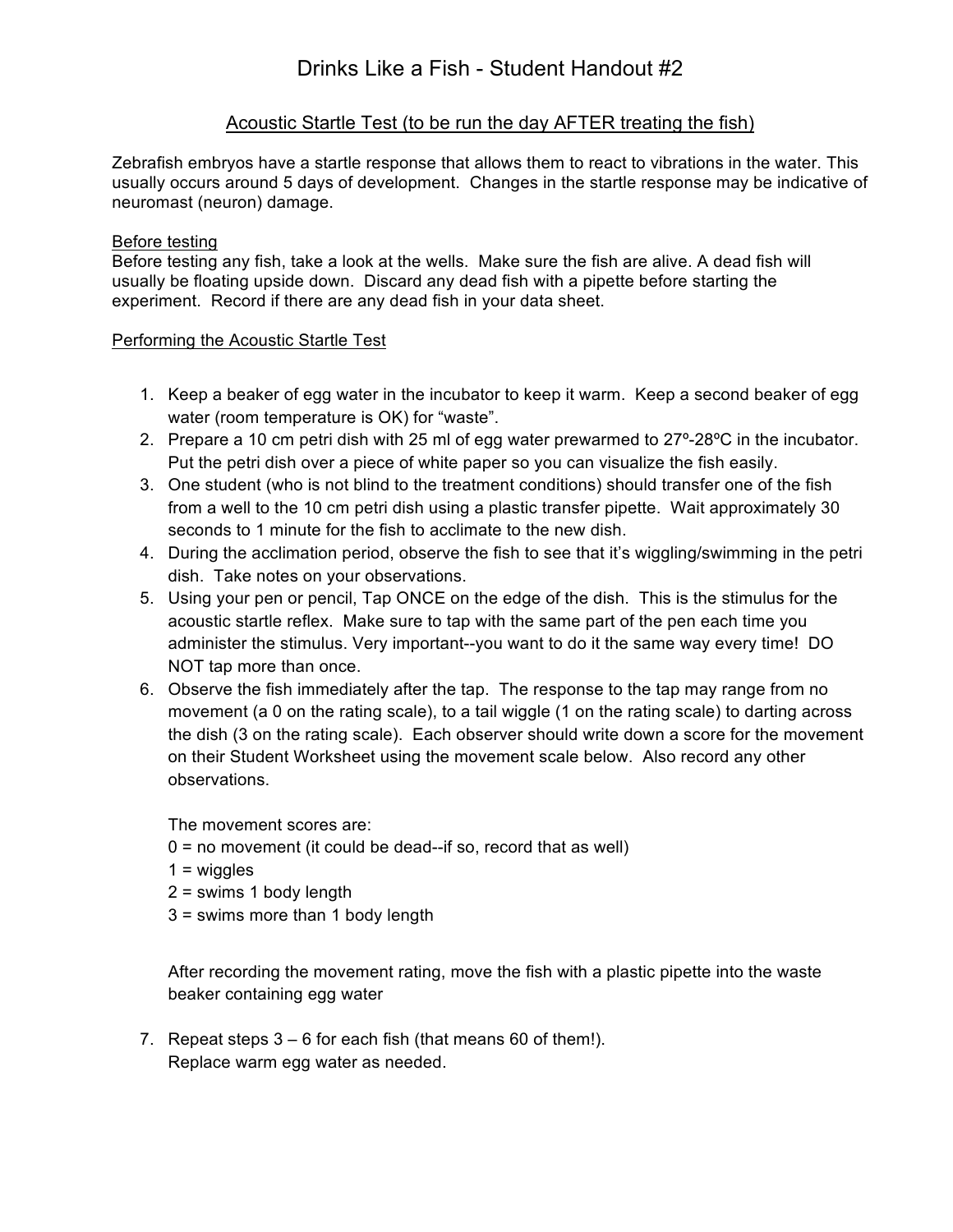# Drinks Like a Fish - Student Handout #2

## Acoustic Startle Test (to be run the day AFTER treating the fish)

Zebrafish embryos have a startle response that allows them to react to vibrations in the water. This usually occurs around 5 days of development. Changes in the startle response may be indicative of neuromast (neuron) damage.

### Before testing

Before testing any fish, take a look at the wells. Make sure the fish are alive. A dead fish will usually be floating upside down. Discard any dead fish with a pipette before starting the experiment. Record if there are any dead fish in your data sheet.

### Performing the Acoustic Startle Test

1. Keep a beaker of egg water in the incubator to keep it warm. Keep a second beaker of egg water (room temperature is OK) for “waste”.
2. Prepare a 10 cm petri dish with 25 ml of egg water prewarmed to 27º-28ºC in the incubator. Put the petri dish over a piece of white paper so you can visualize the fish easily.
3. One student (who is not blind to the treatment conditions) should transfer one of the fish from a well to the 10 cm petri dish using a plastic transfer pipette. Wait approximately 30 seconds to 1 minute for the fish to acclimate to the new dish.
4. During the acclimation period, observe the fish to see that it’s wiggling/swimming in the petri dish. Take notes on your observations.
5. Using your pen or pencil, Tap ONCE on the edge of the dish. This is the stimulus for the acoustic startle reflex. Make sure to tap with the same part of the pen each time you administer the stimulus. Very important--you want to do it the same way every time! DO NOT tap more than once.
6. Observe the fish immediately after the tap. The response to the tap may range from no movement (a 0 on the rating scale), to a tail wiggle (1 on the rating scale) to darting across the dish (3 on the rating scale). Each observer should write down a score for the movement on their Student Worksheet using the movement scale below. Also record any other observations.

   The movement scores are:
   0 = no movement (it could be dead--if so, record that as well)
   1 = wiggles
   2 = swims 1 body length
   3 = swims more than 1 body length

   After recording the movement rating, move the fish with a plastic pipette into the waste beaker containing egg water

7. Repeat steps 3 – 6 for each fish (that means 60 of them!).
   Replace warm egg water as needed.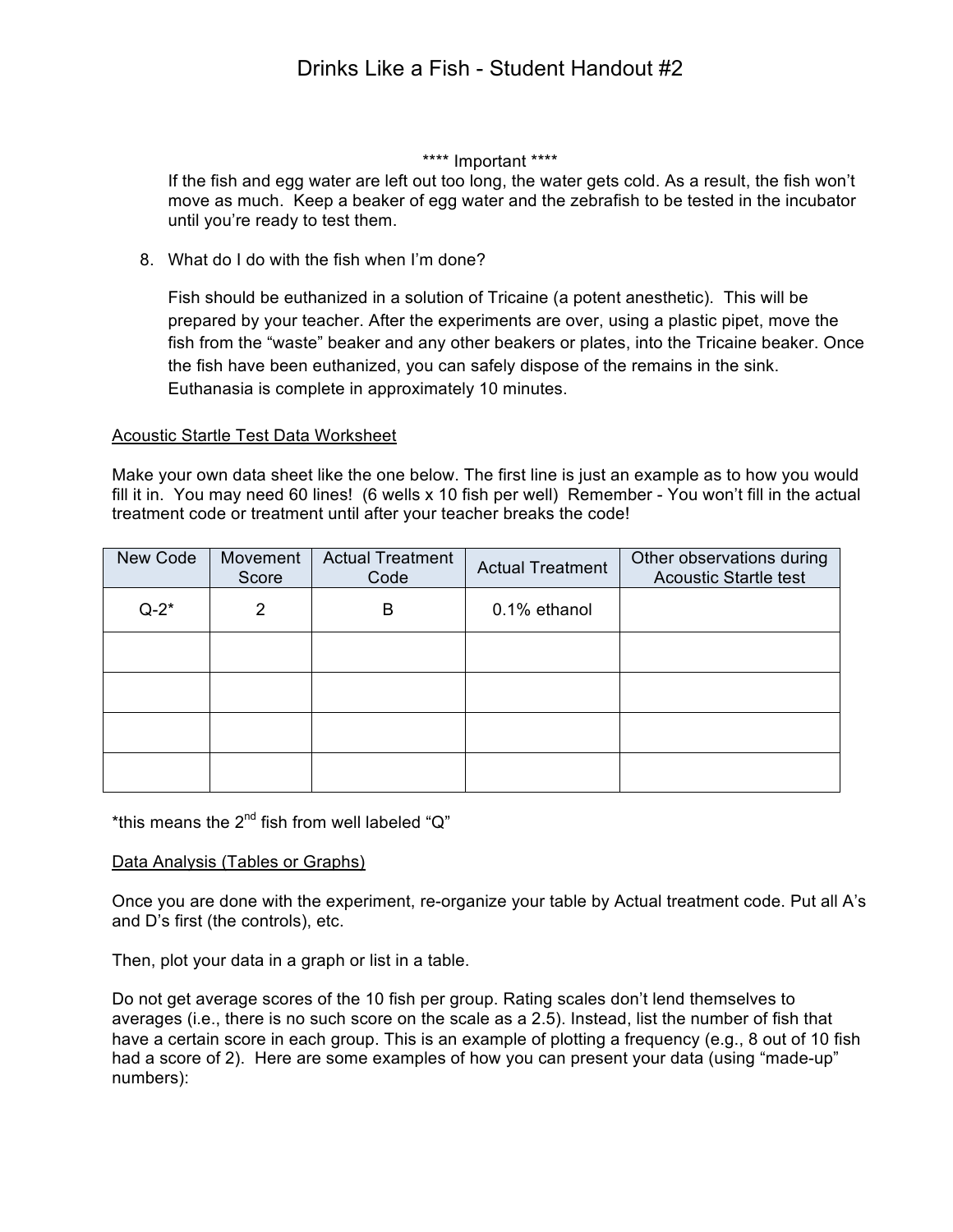**** Important ****

If the fish and egg water are left out too long, the water gets cold. As a result, the fish won't move as much. Keep a beaker of egg water and the zebrafish to be tested in the incubator until you're ready to test them.

8. What do I do with the fish when I'm done?

   Fish should be euthanized in a solution of Tricaine (a potent anesthetic). This will be prepared by your teacher. After the experiments are over, using a plastic pipet, move the fish from the "waste" beaker and any other beakers or plates, into the Tricaine beaker. Once the fish have been euthanized, you can safely dispose of the remains in the sink. Euthanasia is complete in approximately 10 minutes.

<u>Acoustic Startle Test Data Worksheet</u>

Make your own data sheet like the one below. The first line is just an example as to how you would fill it in. You may need 60 lines! (6 wells x 10 fish per well) Remember - You won't fill in the actual treatment code or treatment until after your teacher breaks the code!

| New Code | Movement Score | Actual Treatment Code | Actual Treatment | Other observations during Acoustic Startle test |
|---|---|---|---|---|
| Q-2* | 2 | B | 0.1% ethanol | |
| | | | | |
| | | | | |
| | | | | |
| | | | | |

*this means the 2nd fish from well labeled "Q"

<u>Data Analysis (Tables or Graphs)</u>

Once you are done with the experiment, re-organize your table by Actual treatment code. Put all A's and D's first (the controls), etc.

Then, plot your data in a graph or list in a table.

Do not get average scores of the 10 fish per group. Rating scales don't lend themselves to averages (i.e., there is no such score on the scale as a 2.5). Instead, list the number of fish that have a certain score in each group. This is an example of plotting a frequency (e.g., 8 out of 10 fish had a score of 2). Here are some examples of how you can present your data (using "made-up" numbers):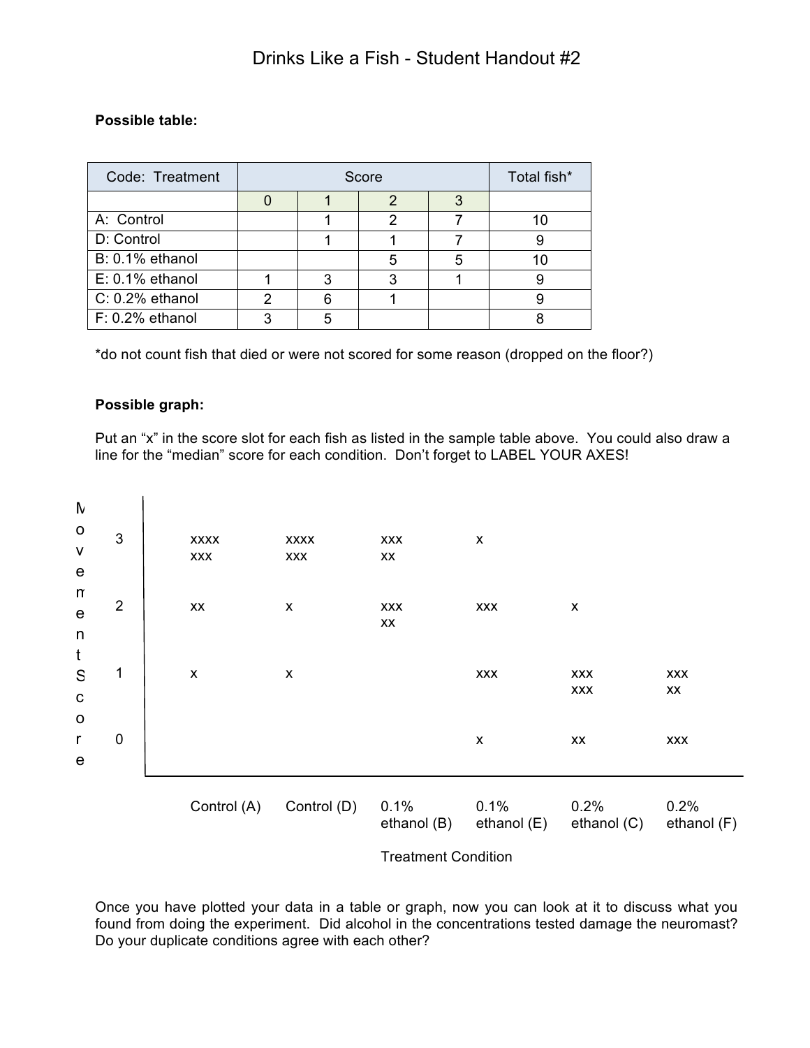# Drinks Like a Fish - Student Handout #2

**Possible table:**

| Code: Treatment | Score | | | | Total fish* |
|---|---|---|---|---|---|
| | 0 | 1 | 2 | 3 | |
| A: Control | | 1 | 2 | 7 | 10 |
| D: Control | | 1 | 1 | 7 | 9 |
| B: 0.1% ethanol | | | 5 | 5 | 10 |
| E: 0.1% ethanol | 1 | 3 | 3 | 1 | 9 |
| C: 0.2% ethanol | 2 | 6 | 1 | | 9 |
| F: 0.2% ethanol | 3 | 5 | | | 8 |

*do not count fish that died or were not scored for some reason (dropped on the floor?)

**Possible graph:**

Put an "x" in the score slot for each fish as listed in the sample table above. You could also draw a line for the "median" score for each condition. Don't forget to LABEL YOUR AXES!

Movement Score

3
2
1
0

Control (A) Control (D) 0.1% ethanol (B) 0.1% ethanol (E) 0.2% ethanol (C) 0.2% ethanol (F)

Treatment Condition

Once you have plotted your data in a table or graph, now you can look at it to discuss what you found from doing the experiment. Did alcohol in the concentrations tested damage the neuromast? Do your duplicate conditions agree with each other?